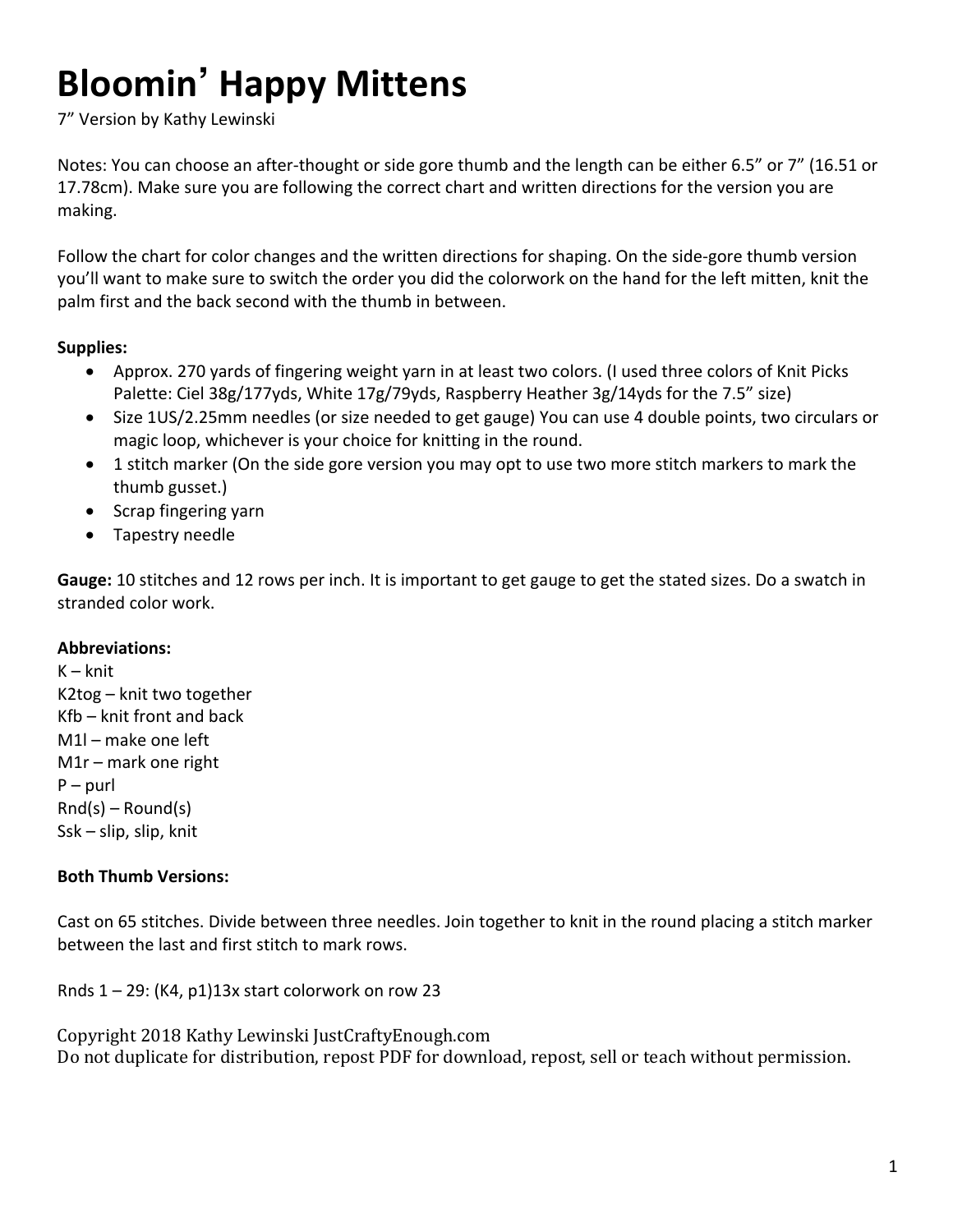# Bloomin' Happy Mittens

7" Version by Kathy Lewinski

Notes: You can choose an after-thought or side gore thumb and the length can be either 6.5" or 7" (16.51 or 17.78cm). Make sure you are following the correct chart and written directions for the version you are making.

Follow the chart for color changes and the written directions for shaping. On the side-gore thumb version you'll want to make sure to switch the order you did the colorwork on the hand for the left mitten, knit the palm first and the back second with the thumb in between.

**Supplies:**

- Approx. 270 yards of fingering weight yarn in at least two colors. (I used three colors of Knit Picks Palette: Ciel 38g/177yds, White 17g/79yds, Raspberry Heather 3g/14yds for the 7.5" size)
- Size 1US/2.25mm needles (or size needed to get gauge) You can use 4 double points, two circulars or magic loop, whichever is your choice for knitting in the round.
- 1 stitch marker (On the side gore version you may opt to use two more stitch markers to mark the thumb gusset.)
- Scrap fingering yarn
- Tapestry needle

**Gauge:** 10 stitches and 12 rows per inch. It is important to get gauge to get the stated sizes. Do a swatch in stranded color work.

**Abbreviations:**

K – knit
K2tog – knit two together
Kfb – knit front and back
M1l – make one left
M1r – mark one right
P – purl
Rnd(s) – Round(s)
Ssk – slip, slip, knit

**Both Thumb Versions:**

Cast on 65 stitches. Divide between three needles. Join together to knit in the round placing a stitch marker between the last and first stitch to mark rows.

Rnds 1 – 29: (K4, p1)13x start colorwork on row 23

Copyright 2018 Kathy Lewinski JustCraftyEnough.com
Do not duplicate for distribution, repost PDF for download, repost, sell or teach without permission.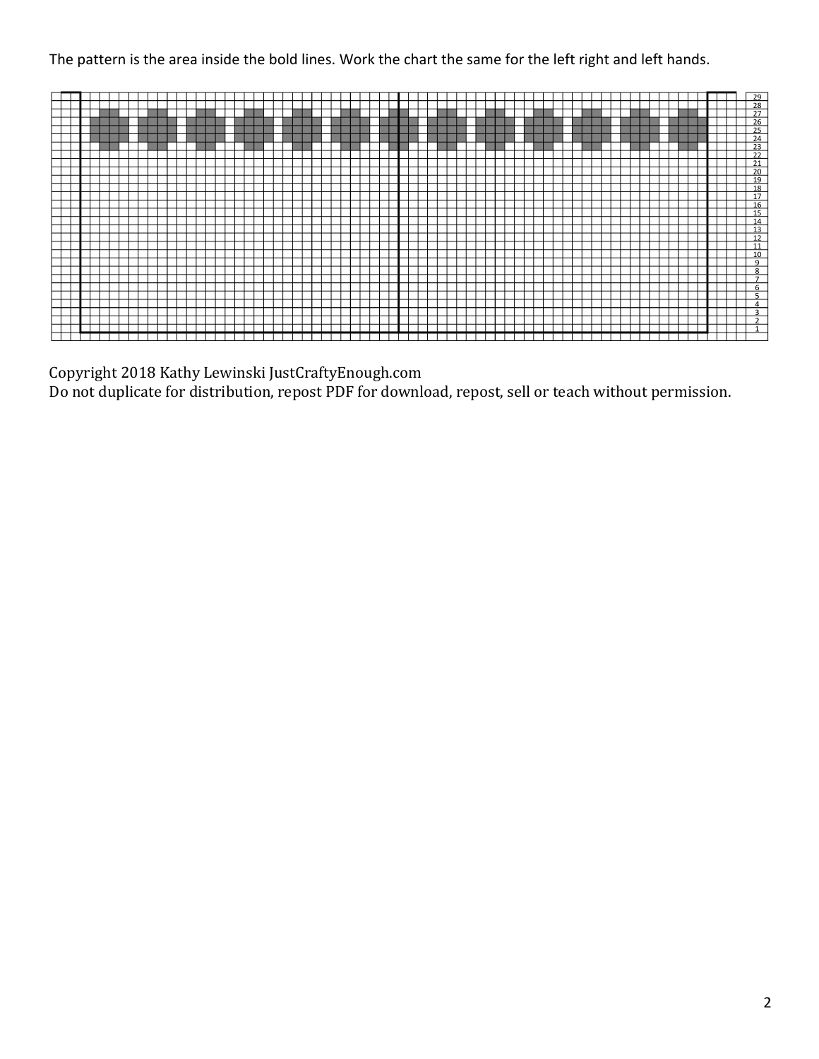The pattern is the area inside the bold lines. Work the chart the same for the left right and left hands.

29
28
27
26
25
24
23
22
21
20
19
18
17
16
15
14
13
12
11
10
9
8
7
6
5
4
3
2
1

Copyright 2018 Kathy Lewinski JustCraftyEnough.com
Do not duplicate for distribution, repost PDF for download, repost, sell or teach without permission.